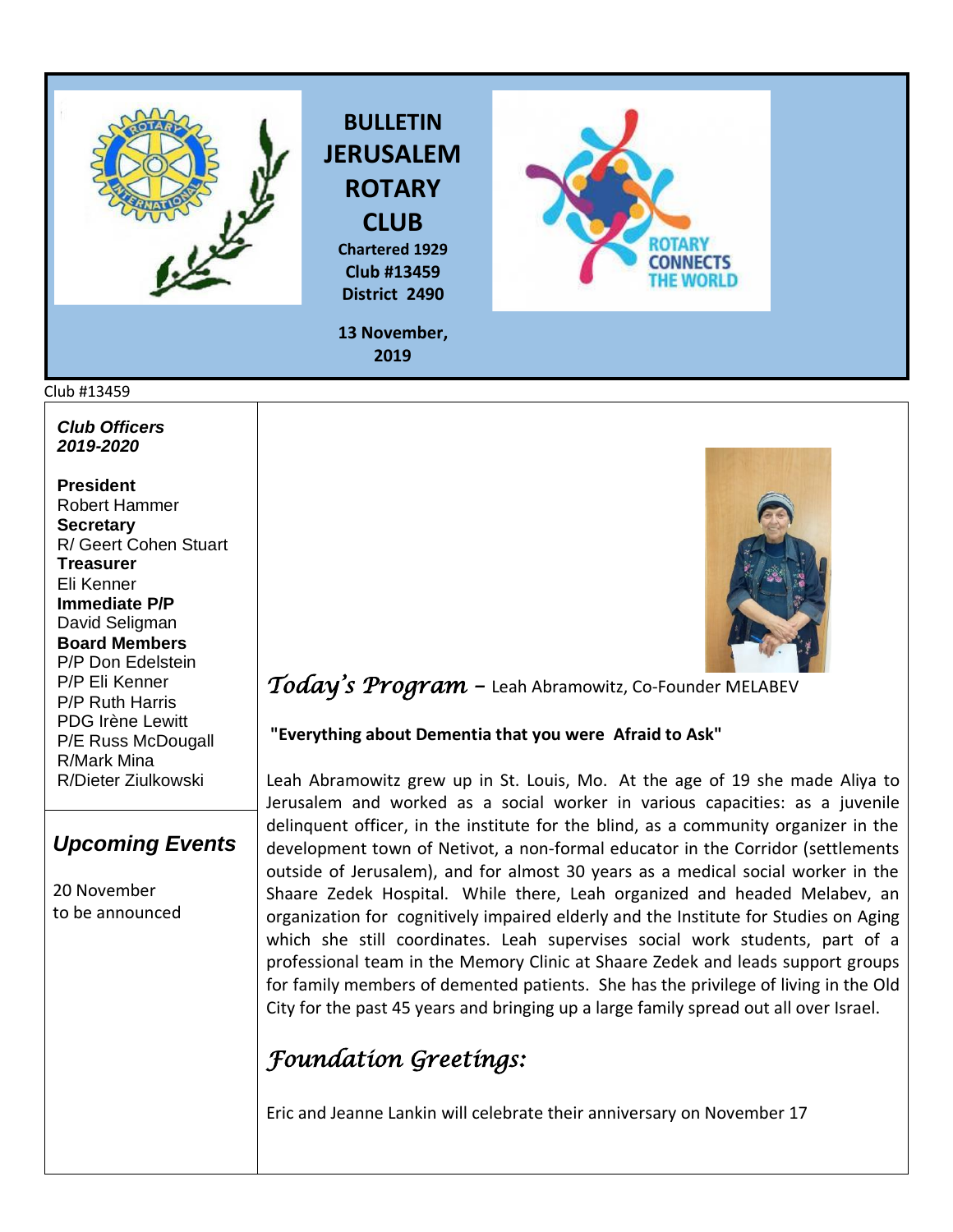# BULLETIN JERUSALEM ROTARY CLUB

**Chartered 1929**
**Club #13459**
**District 2490**

**13 November, 2019**

Club #13459

***Club Officers 2019-2020***

**President**
Robert Hammer
**Secretary**
R/ Geert Cohen Stuart
**Treasurer**
Eli Kenner
**Immediate P/P**
David Seligman
**Board Members**
P/P Don Edelstein
P/P Eli Kenner
P/P Ruth Harris
PDG Irène Lewitt
P/E Russ McDougall
R/Mark Mina
R/Dieter Ziulkowski

## *Upcoming Events*

20 November
to be announced

## *Today's Program* – Leah Abramowitz, Co-Founder MELABEV

**"Everything about Dementia that you were Afraid to Ask"**

Leah Abramowitz grew up in St. Louis, Mo. At the age of 19 she made Aliya to Jerusalem and worked as a social worker in various capacities: as a juvenile delinquent officer, in the institute for the blind, as a community organizer in the development town of Netivot, a non-formal educator in the Corridor (settlements outside of Jerusalem), and for almost 30 years as a medical social worker in the Shaare Zedek Hospital. While there, Leah organized and headed Melabev, an organization for cognitively impaired elderly and the Institute for Studies on Aging which she still coordinates. Leah supervises social work students, part of a professional team in the Memory Clinic at Shaare Zedek and leads support groups for family members of demented patients. She has the privilege of living in the Old City for the past 45 years and bringing up a large family spread out all over Israel.

## *Foundation Greetings:*

Eric and Jeanne Lankin will celebrate their anniversary on November 17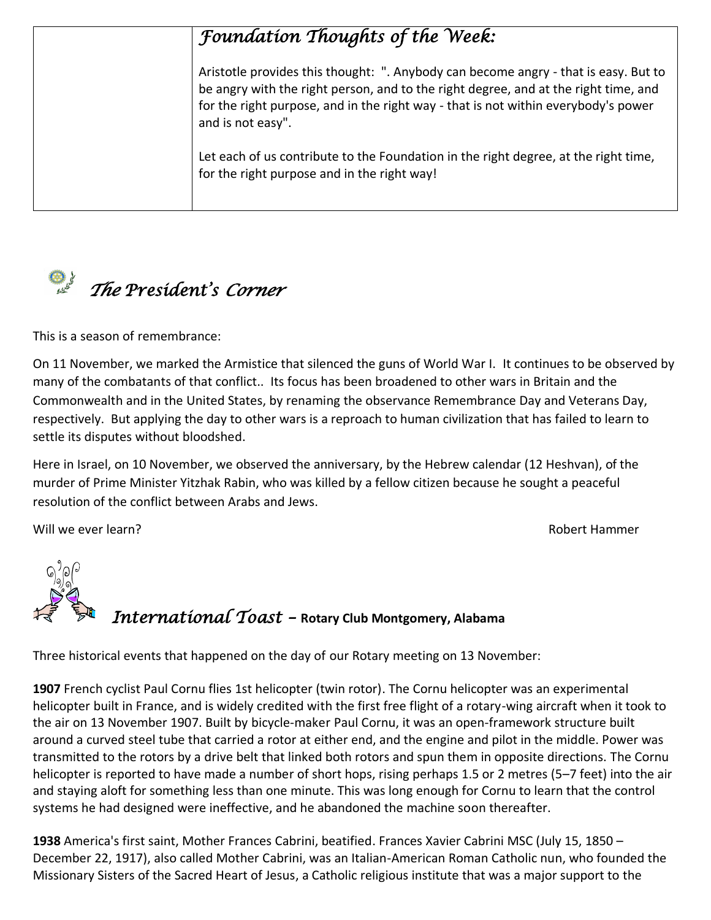## *Foundation Thoughts of the Week:*

Aristotle provides this thought: ". Anybody can become angry - that is easy. But to be angry with the right person, and to the right degree, and at the right time, and for the right purpose, and in the right way - that is not within everybody's power and is not easy".

Let each of us contribute to the Foundation in the right degree, at the right time, for the right purpose and in the right way!

## *The President's Corner*

This is a season of remembrance:

On 11 November, we marked the Armistice that silenced the guns of World War I. It continues to be observed by many of the combatants of that conflict.. Its focus has been broadened to other wars in Britain and the Commonwealth and in the United States, by renaming the observance Remembrance Day and Veterans Day, respectively. But applying the day to other wars is a reproach to human civilization that has failed to learn to settle its disputes without bloodshed.

Here in Israel, on 10 November, we observed the anniversary, by the Hebrew calendar (12 Heshvan), of the murder of Prime Minister Yitzhak Rabin, who was killed by a fellow citizen because he sought a peaceful resolution of the conflict between Arabs and Jews.

Will we ever learn?

Robert Hammer

## *International Toast* – **Rotary Club Montgomery, Alabama**

Three historical events that happened on the day of our Rotary meeting on 13 November:

**1907** French cyclist Paul Cornu flies 1st helicopter (twin rotor). The Cornu helicopter was an experimental helicopter built in France, and is widely credited with the first free flight of a rotary-wing aircraft when it took to the air on 13 November 1907. Built by bicycle-maker Paul Cornu, it was an open-framework structure built around a curved steel tube that carried a rotor at either end, and the engine and pilot in the middle. Power was transmitted to the rotors by a drive belt that linked both rotors and spun them in opposite directions. The Cornu helicopter is reported to have made a number of short hops, rising perhaps 1.5 or 2 metres (5–7 feet) into the air and staying aloft for something less than one minute. This was long enough for Cornu to learn that the control systems he had designed were ineffective, and he abandoned the machine soon thereafter.

**1938** America's first saint, Mother Frances Cabrini, beatified. Frances Xavier Cabrini MSC (July 15, 1850 – December 22, 1917), also called Mother Cabrini, was an Italian-American Roman Catholic nun, who founded the Missionary Sisters of the Sacred Heart of Jesus, a Catholic religious institute that was a major support to the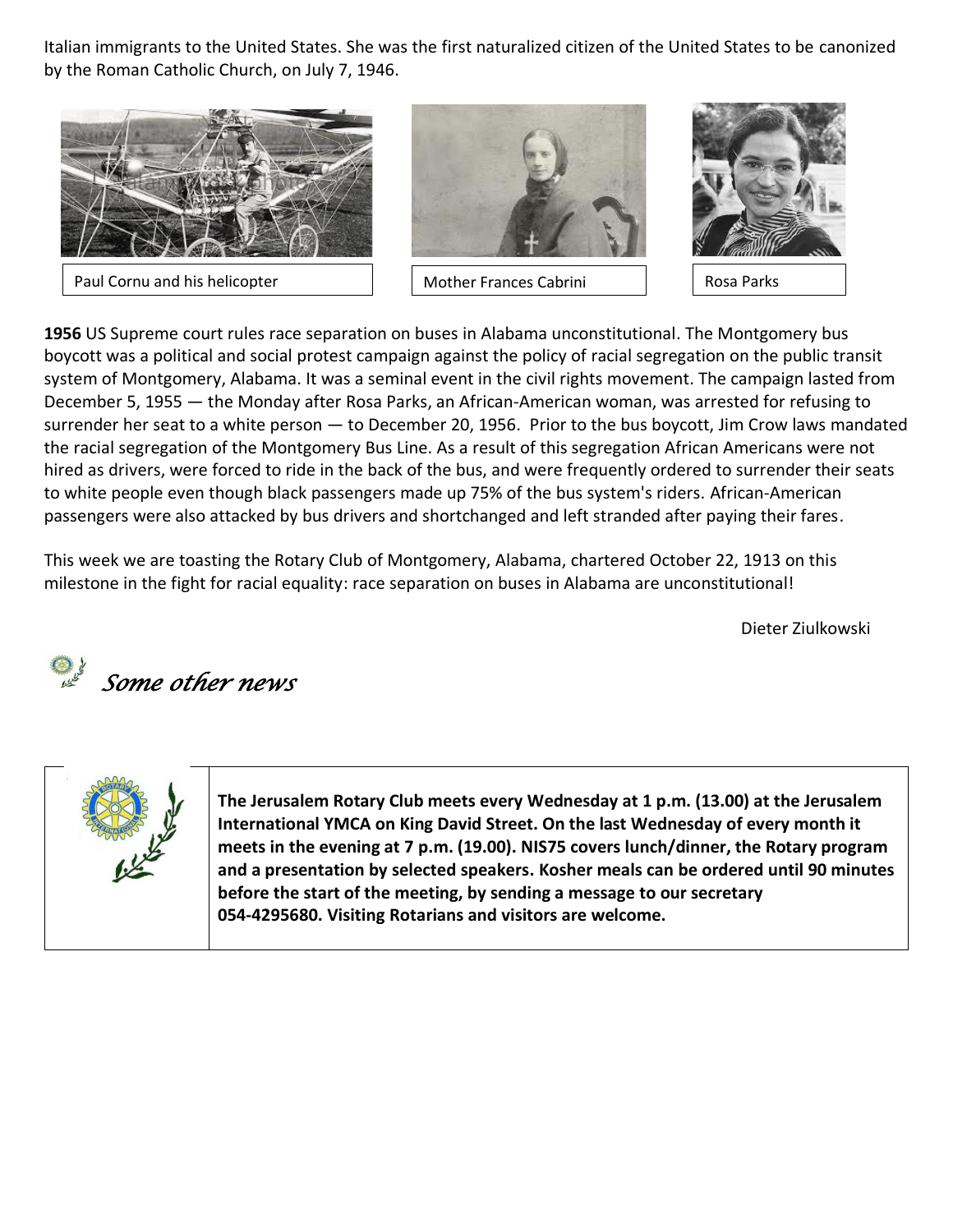Italian immigrants to the United States. She was the first naturalized citizen of the United States to be canonized by the Roman Catholic Church, on July 7, 1946.

Paul Cornu and his helicopter

Mother Frances Cabrini

Rosa Parks

**1956** US Supreme court rules race separation on buses in Alabama unconstitutional. The Montgomery bus boycott was a political and social protest campaign against the policy of racial segregation on the public transit system of Montgomery, Alabama. It was a seminal event in the civil rights movement. The campaign lasted from December 5, 1955 — the Monday after Rosa Parks, an African-American woman, was arrested for refusing to surrender her seat to a white person — to December 20, 1956. Prior to the bus boycott, Jim Crow laws mandated the racial segregation of the Montgomery Bus Line. As a result of this segregation African Americans were not hired as drivers, were forced to ride in the back of the bus, and were frequently ordered to surrender their seats to white people even though black passengers made up 75% of the bus system's riders. African-American passengers were also attacked by bus drivers and shortchanged and left stranded after paying their fares.

This week we are toasting the Rotary Club of Montgomery, Alabama, chartered October 22, 1913 on this milestone in the fight for racial equality: race separation on buses in Alabama are unconstitutional!

Dieter Ziulkowski

## *Some other news*

**The Jerusalem Rotary Club meets every Wednesday at 1 p.m. (13.00) at the Jerusalem International YMCA on King David Street. On the last Wednesday of every month it meets in the evening at 7 p.m. (19.00). NIS75 covers lunch/dinner, the Rotary program and a presentation by selected speakers. Kosher meals can be ordered until 90 minutes before the start of the meeting, by sending a message to our secretary 054-4295680. Visiting Rotarians and visitors are welcome.**